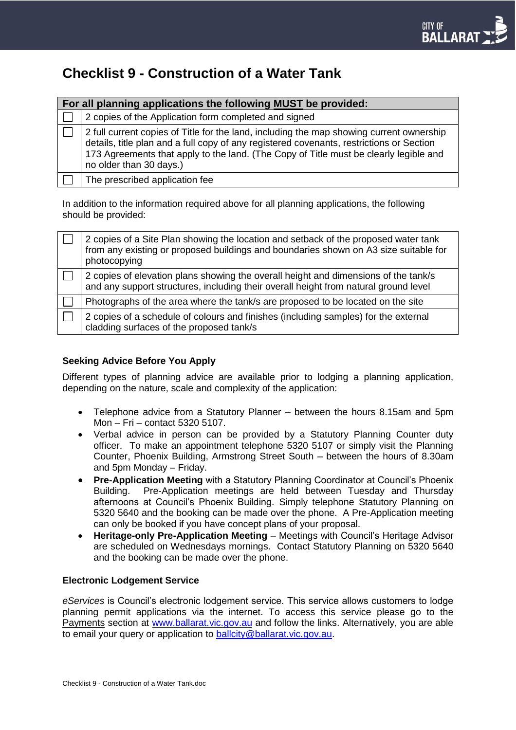# Checklist 9 - Construction of a Water Tank

| | For all planning applications the following **MUST** be provided: |
|---|---|
| ☐ | 2 copies of the Application form completed and signed |
| ☐ | 2 full current copies of Title for the land, including the map showing current ownership details, title plan and a full copy of any registered covenants, restrictions or Section 173 Agreements that apply to the land. (The Copy of Title must be clearly legible and no older than 30 days.) |
| ☐ | The prescribed application fee |

In addition to the information required above for all planning applications, the following should be provided:

| | |
|---|---|
| ☐ | 2 copies of a Site Plan showing the location and setback of the proposed water tank from any existing or proposed buildings and boundaries shown on A3 size suitable for photocopying |
| ☐ | 2 copies of elevation plans showing the overall height and dimensions of the tank/s and any support structures, including their overall height from natural ground level |
| ☐ | Photographs of the area where the tank/s are proposed to be located on the site |
| ☐ | 2 copies of a schedule of colours and finishes (including samples) for the external cladding surfaces of the proposed tank/s |

### Seeking Advice Before You Apply

Different types of planning advice are available prior to lodging a planning application, depending on the nature, scale and complexity of the application:

- Telephone advice from a Statutory Planner – between the hours 8.15am and 5pm Mon – Fri – contact 5320 5107.
- Verbal advice in person can be provided by a Statutory Planning Counter duty officer. To make an appointment telephone 5320 5107 or simply visit the Planning Counter, Phoenix Building, Armstrong Street South – between the hours of 8.30am and 5pm Monday – Friday.
- **Pre-Application Meeting** with a Statutory Planning Coordinator at Council's Phoenix Building. Pre-Application meetings are held between Tuesday and Thursday afternoons at Council's Phoenix Building. Simply telephone Statutory Planning on 5320 5640 and the booking can be made over the phone. A Pre-Application meeting can only be booked if you have concept plans of your proposal.
- **Heritage-only Pre-Application Meeting** – Meetings with Council's Heritage Advisor are scheduled on Wednesdays mornings. Contact Statutory Planning on 5320 5640 and the booking can be made over the phone.

### Electronic Lodgement Service

*eServices* is Council's electronic lodgement service. This service allows customers to lodge planning permit applications via the internet. To access this service please go to the Payments section at www.ballarat.vic.gov.au and follow the links. Alternatively, you are able to email your query or application to ballcity@ballarat.vic.gov.au.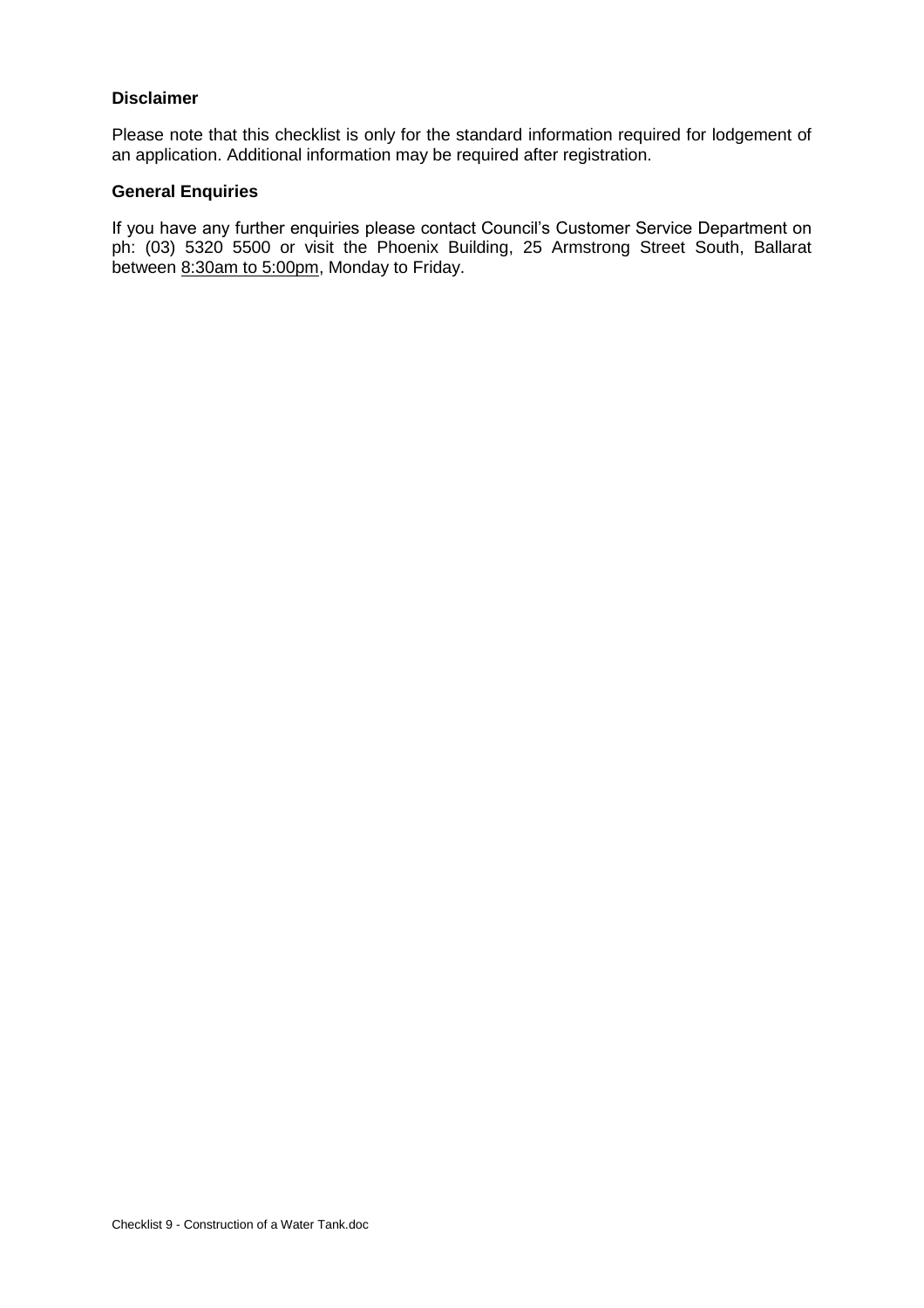**Disclaimer**

Please note that this checklist is only for the standard information required for lodgement of an application. Additional information may be required after registration.

**General Enquiries**

If you have any further enquiries please contact Council's Customer Service Department on ph: (03) 5320 5500 or visit the Phoenix Building, 25 Armstrong Street South, Ballarat between 8:30am to 5:00pm, Monday to Friday.